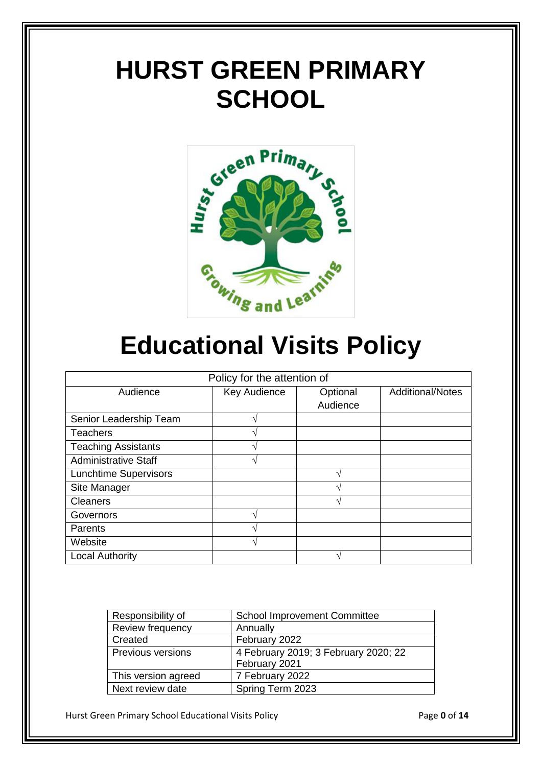# HURST GREEN PRIMARY SCHOOL

# Educational Visits Policy

| Policy for the attention of | | | |
|---|---|---|---|
| Audience | Key Audience | Optional Audience | Additional/Notes |
| Senior Leadership Team | √ | | |
| Teachers | √ | | |
| Teaching Assistants | √ | | |
| Administrative Staff | √ | | |
| Lunchtime Supervisors | | √ | |
| Site Manager | | √ | |
| Cleaners | | √ | |
| Governors | √ | | |
| Parents | √ | | |
| Website | √ | | |
| Local Authority | | √ | |

| Responsibility of | School Improvement Committee |
|---|---|
| Review frequency | Annually |
| Created | February 2022 |
| Previous versions | 4 February 2019; 3 February 2020; 22 February 2021 |
| This version agreed | 7 February 2022 |
| Next review date | Spring Term 2023 |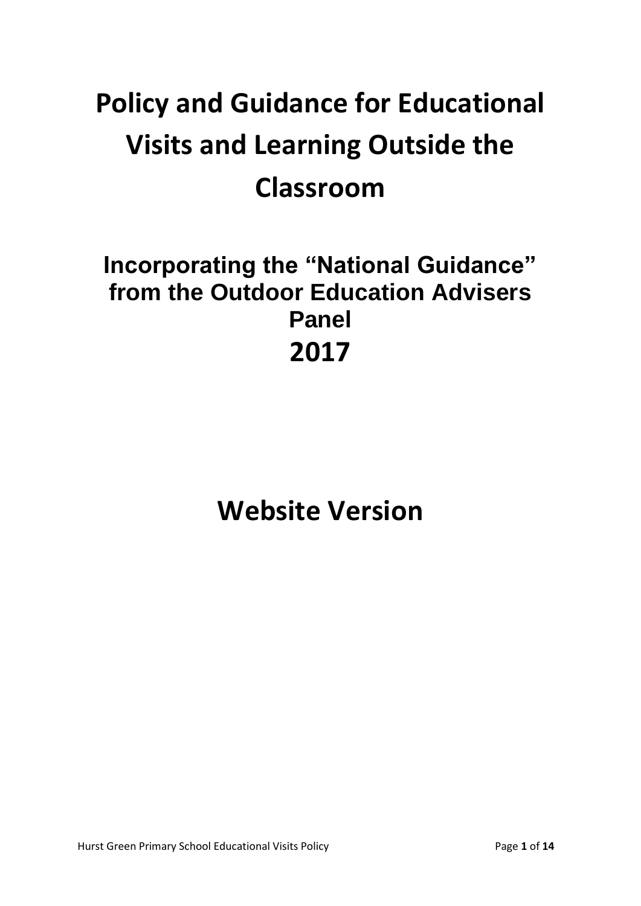# Policy and Guidance for Educational Visits and Learning Outside the Classroom

## Incorporating the "National Guidance" from the Outdoor Education Advisers Panel

## 2017

# Website Version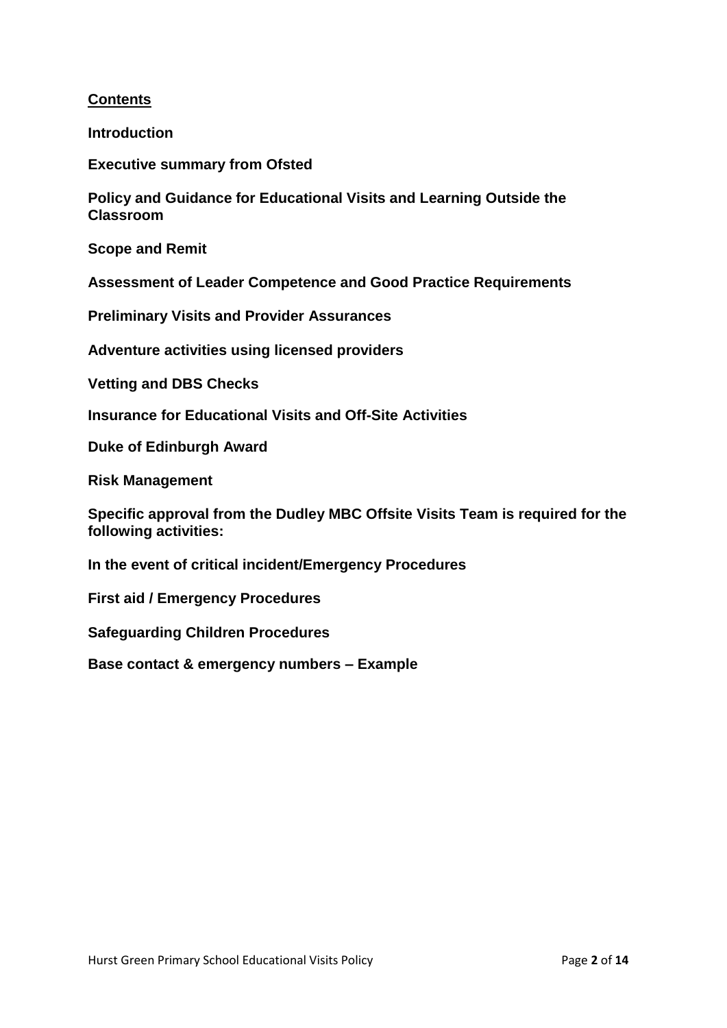## Contents

**Introduction**

**Executive summary from Ofsted**

**Policy and Guidance for Educational Visits and Learning Outside the Classroom**

**Scope and Remit**

**Assessment of Leader Competence and Good Practice Requirements**

**Preliminary Visits and Provider Assurances**

**Adventure activities using licensed providers**

**Vetting and DBS Checks**

**Insurance for Educational Visits and Off-Site Activities**

**Duke of Edinburgh Award**

**Risk Management**

**Specific approval from the Dudley MBC Offsite Visits Team is required for the following activities:**

**In the event of critical incident/Emergency Procedures**

**First aid / Emergency Procedures**

**Safeguarding Children Procedures**

**Base contact & emergency numbers – Example**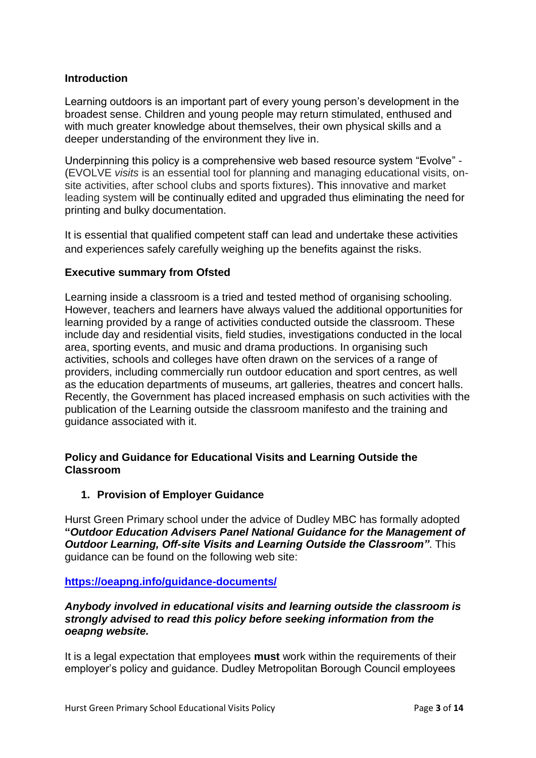## Introduction

Learning outdoors is an important part of every young person's development in the broadest sense. Children and young people may return stimulated, enthused and with much greater knowledge about themselves, their own physical skills and a deeper understanding of the environment they live in.

Underpinning this policy is a comprehensive web based resource system "Evolve" - (EVOLVE *visits* is an essential tool for planning and managing educational visits, on-site activities, after school clubs and sports fixtures). This innovative and market leading system will be continually edited and upgraded thus eliminating the need for printing and bulky documentation.

It is essential that qualified competent staff can lead and undertake these activities and experiences safely carefully weighing up the benefits against the risks.

## Executive summary from Ofsted

Learning inside a classroom is a tried and tested method of organising schooling. However, teachers and learners have always valued the additional opportunities for learning provided by a range of activities conducted outside the classroom. These include day and residential visits, field studies, investigations conducted in the local area, sporting events, and music and drama productions. In organising such activities, schools and colleges have often drawn on the services of a range of providers, including commercially run outdoor education and sport centres, as well as the education departments of museums, art galleries, theatres and concert halls. Recently, the Government has placed increased emphasis on such activities with the publication of the Learning outside the classroom manifesto and the training and guidance associated with it.

## Policy and Guidance for Educational Visits and Learning Outside the Classroom

### 1. Provision of Employer Guidance

Hurst Green Primary school under the advice of Dudley MBC has formally adopted **"*Outdoor Education Advisers Panel National Guidance for the Management of Outdoor Learning, Off-site Visits and Learning Outside the Classroom"***. This guidance can be found on the following web site:

**https://oeapng.info/guidance-documents/**

***Anybody involved in educational visits and learning outside the classroom is strongly advised to read this policy before seeking information from the oeapng website.***

It is a legal expectation that employees **must** work within the requirements of their employer's policy and guidance. Dudley Metropolitan Borough Council employees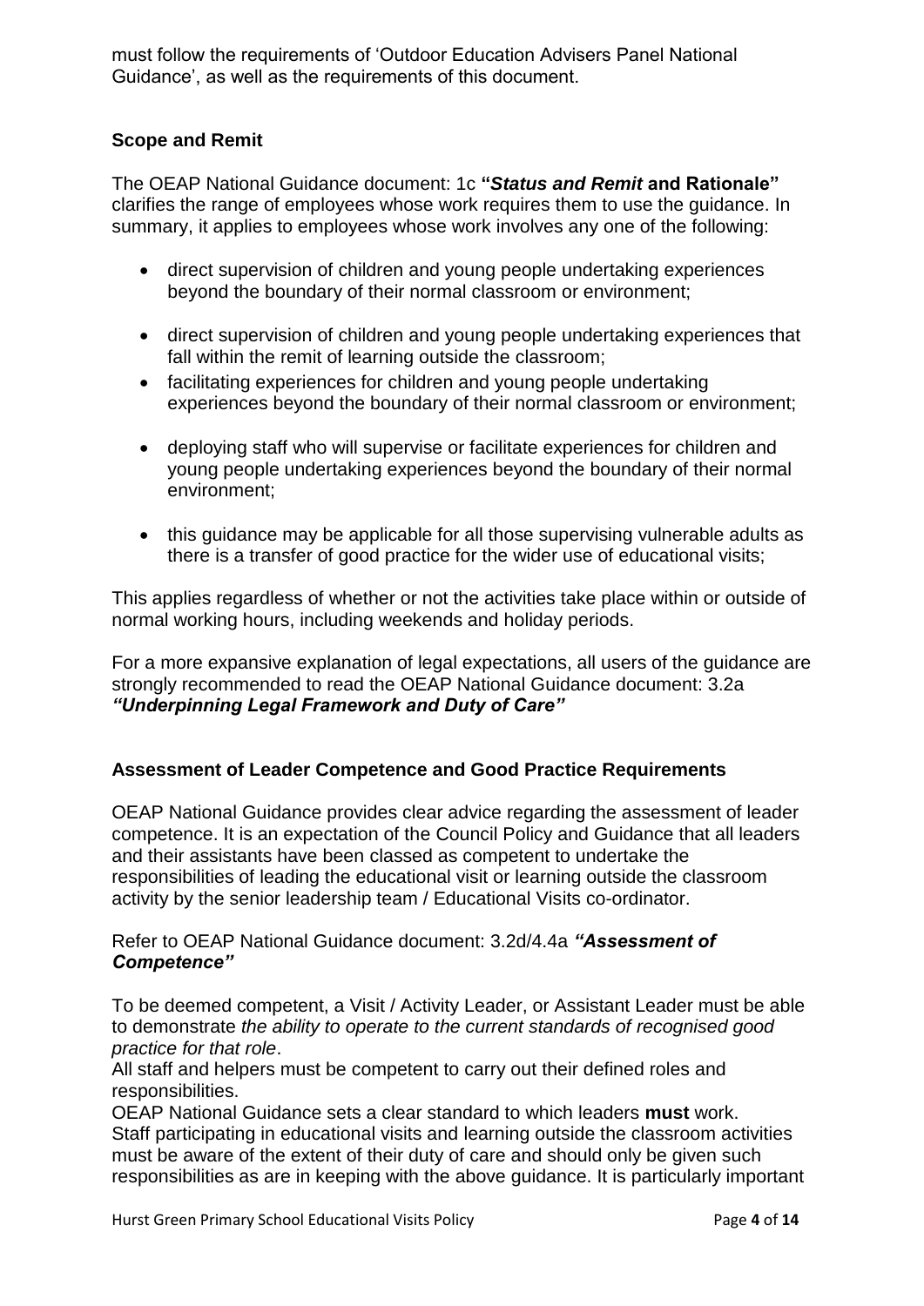must follow the requirements of 'Outdoor Education Advisers Panel National Guidance', as well as the requirements of this document.

## Scope and Remit

The OEAP National Guidance document: 1c **"*Status and Remit* and Rationale"** clarifies the range of employees whose work requires them to use the guidance. In summary, it applies to employees whose work involves any one of the following:

- direct supervision of children and young people undertaking experiences beyond the boundary of their normal classroom or environment;
- direct supervision of children and young people undertaking experiences that fall within the remit of learning outside the classroom;
- facilitating experiences for children and young people undertaking experiences beyond the boundary of their normal classroom or environment;
- deploying staff who will supervise or facilitate experiences for children and young people undertaking experiences beyond the boundary of their normal environment;
- this guidance may be applicable for all those supervising vulnerable adults as there is a transfer of good practice for the wider use of educational visits;

This applies regardless of whether or not the activities take place within or outside of normal working hours, including weekends and holiday periods.

For a more expansive explanation of legal expectations, all users of the guidance are strongly recommended to read the OEAP National Guidance document: 3.2a ***"Underpinning Legal Framework and Duty of Care"***

## Assessment of Leader Competence and Good Practice Requirements

OEAP National Guidance provides clear advice regarding the assessment of leader competence. It is an expectation of the Council Policy and Guidance that all leaders and their assistants have been classed as competent to undertake the responsibilities of leading the educational visit or learning outside the classroom activity by the senior leadership team / Educational Visits co-ordinator.

Refer to OEAP National Guidance document: 3.2d/4.4a ***"Assessment of Competence"***

To be deemed competent, a Visit / Activity Leader, or Assistant Leader must be able to demonstrate *the ability to operate to the current standards of recognised good practice for that role*.
All staff and helpers must be competent to carry out their defined roles and responsibilities.
OEAP National Guidance sets a clear standard to which leaders **must** work.
Staff participating in educational visits and learning outside the classroom activities must be aware of the extent of their duty of care and should only be given such responsibilities as are in keeping with the above guidance. It is particularly important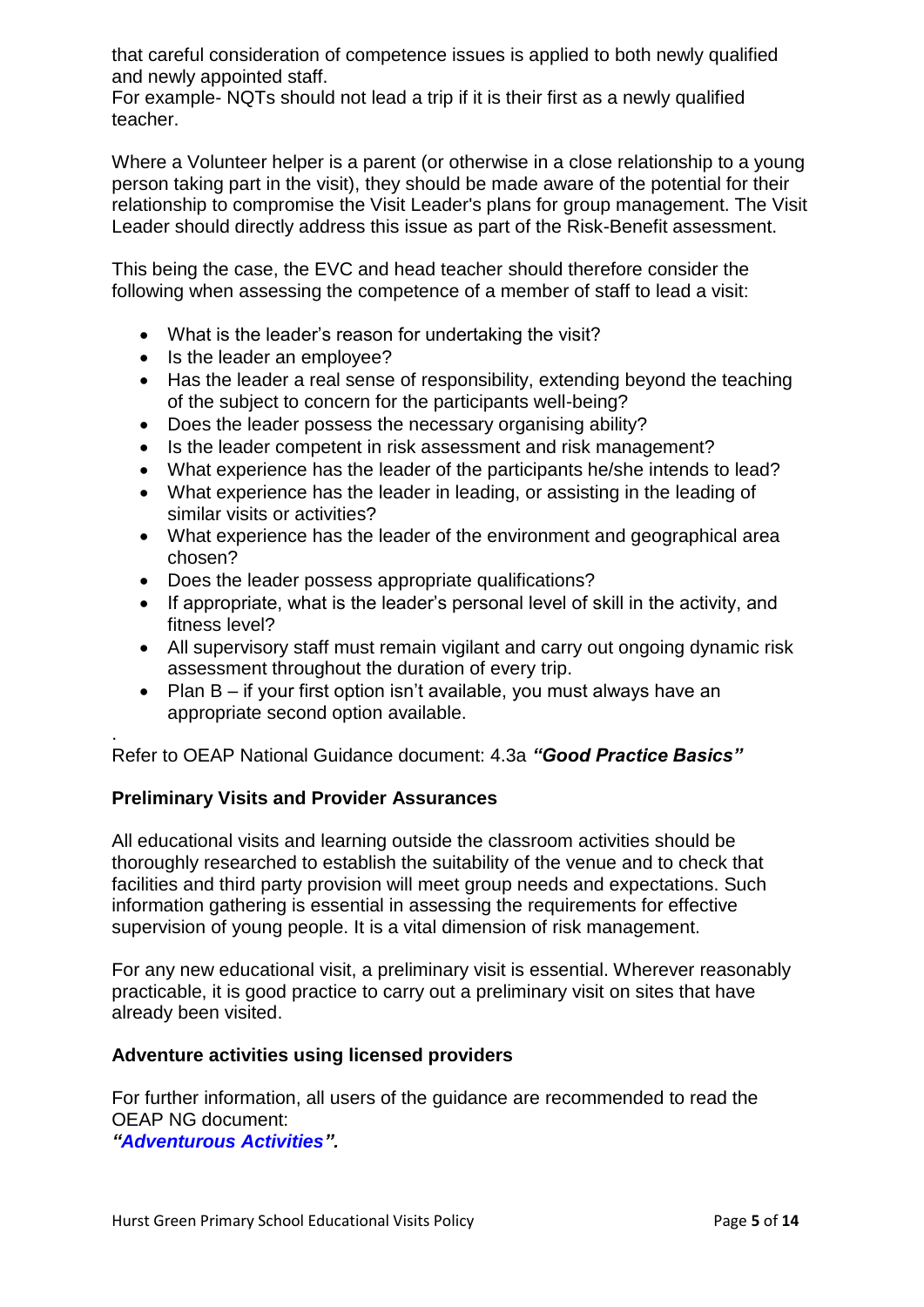that careful consideration of competence issues is applied to both newly qualified and newly appointed staff.
For example- NQTs should not lead a trip if it is their first as a newly qualified teacher.

Where a Volunteer helper is a parent (or otherwise in a close relationship to a young person taking part in the visit), they should be made aware of the potential for their relationship to compromise the Visit Leader's plans for group management. The Visit Leader should directly address this issue as part of the Risk-Benefit assessment.

This being the case, the EVC and head teacher should therefore consider the following when assessing the competence of a member of staff to lead a visit:

- What is the leader's reason for undertaking the visit?
- Is the leader an employee?
- Has the leader a real sense of responsibility, extending beyond the teaching of the subject to concern for the participants well-being?
- Does the leader possess the necessary organising ability?
- Is the leader competent in risk assessment and risk management?
- What experience has the leader of the participants he/she intends to lead?
- What experience has the leader in leading, or assisting in the leading of similar visits or activities?
- What experience has the leader of the environment and geographical area chosen?
- Does the leader possess appropriate qualifications?
- If appropriate, what is the leader's personal level of skill in the activity, and fitness level?
- All supervisory staff must remain vigilant and carry out ongoing dynamic risk assessment throughout the duration of every trip.
- Plan B – if your first option isn't available, you must always have an appropriate second option available.

.
Refer to OEAP National Guidance document: 4.3a ***"Good Practice Basics"***

**Preliminary Visits and Provider Assurances**

All educational visits and learning outside the classroom activities should be thoroughly researched to establish the suitability of the venue and to check that facilities and third party provision will meet group needs and expectations. Such information gathering is essential in assessing the requirements for effective supervision of young people. It is a vital dimension of risk management.

For any new educational visit, a preliminary visit is essential. Wherever reasonably practicable, it is good practice to carry out a preliminary visit on sites that have already been visited.

**Adventure activities using licensed providers**

For further information, all users of the guidance are recommended to read the OEAP NG document:
***"Adventurous Activities".***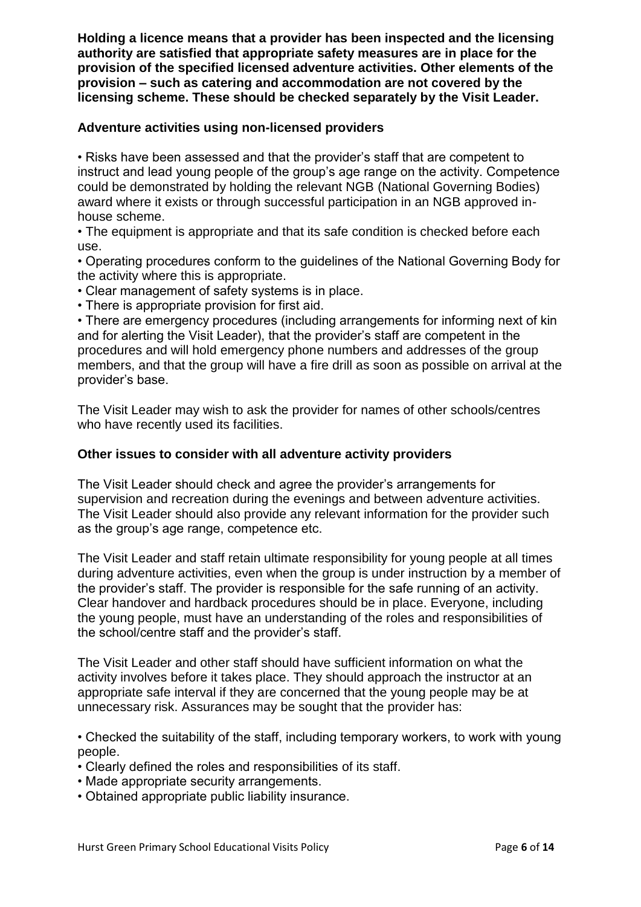**Holding a licence means that a provider has been inspected and the licensing authority are satisfied that appropriate safety measures are in place for the provision of the specified licensed adventure activities. Other elements of the provision – such as catering and accommodation are not covered by the licensing scheme. These should be checked separately by the Visit Leader.**

**Adventure activities using non-licensed providers**

- Risks have been assessed and that the provider's staff that are competent to instruct and lead young people of the group's age range on the activity. Competence could be demonstrated by holding the relevant NGB (National Governing Bodies) award where it exists or through successful participation in an NGB approved in-house scheme.
- The equipment is appropriate and that its safe condition is checked before each use.
- Operating procedures conform to the guidelines of the National Governing Body for the activity where this is appropriate.
- Clear management of safety systems is in place.
- There is appropriate provision for first aid.
- There are emergency procedures (including arrangements for informing next of kin and for alerting the Visit Leader), that the provider's staff are competent in the procedures and will hold emergency phone numbers and addresses of the group members, and that the group will have a fire drill as soon as possible on arrival at the provider's base.

The Visit Leader may wish to ask the provider for names of other schools/centres who have recently used its facilities.

**Other issues to consider with all adventure activity providers**

The Visit Leader should check and agree the provider's arrangements for supervision and recreation during the evenings and between adventure activities. The Visit Leader should also provide any relevant information for the provider such as the group's age range, competence etc.

The Visit Leader and staff retain ultimate responsibility for young people at all times during adventure activities, even when the group is under instruction by a member of the provider's staff. The provider is responsible for the safe running of an activity. Clear handover and hardback procedures should be in place. Everyone, including the young people, must have an understanding of the roles and responsibilities of the school/centre staff and the provider's staff.

The Visit Leader and other staff should have sufficient information on what the activity involves before it takes place. They should approach the instructor at an appropriate safe interval if they are concerned that the young people may be at unnecessary risk. Assurances may be sought that the provider has:

- Checked the suitability of the staff, including temporary workers, to work with young people.
- Clearly defined the roles and responsibilities of its staff.
- Made appropriate security arrangements.
- Obtained appropriate public liability insurance.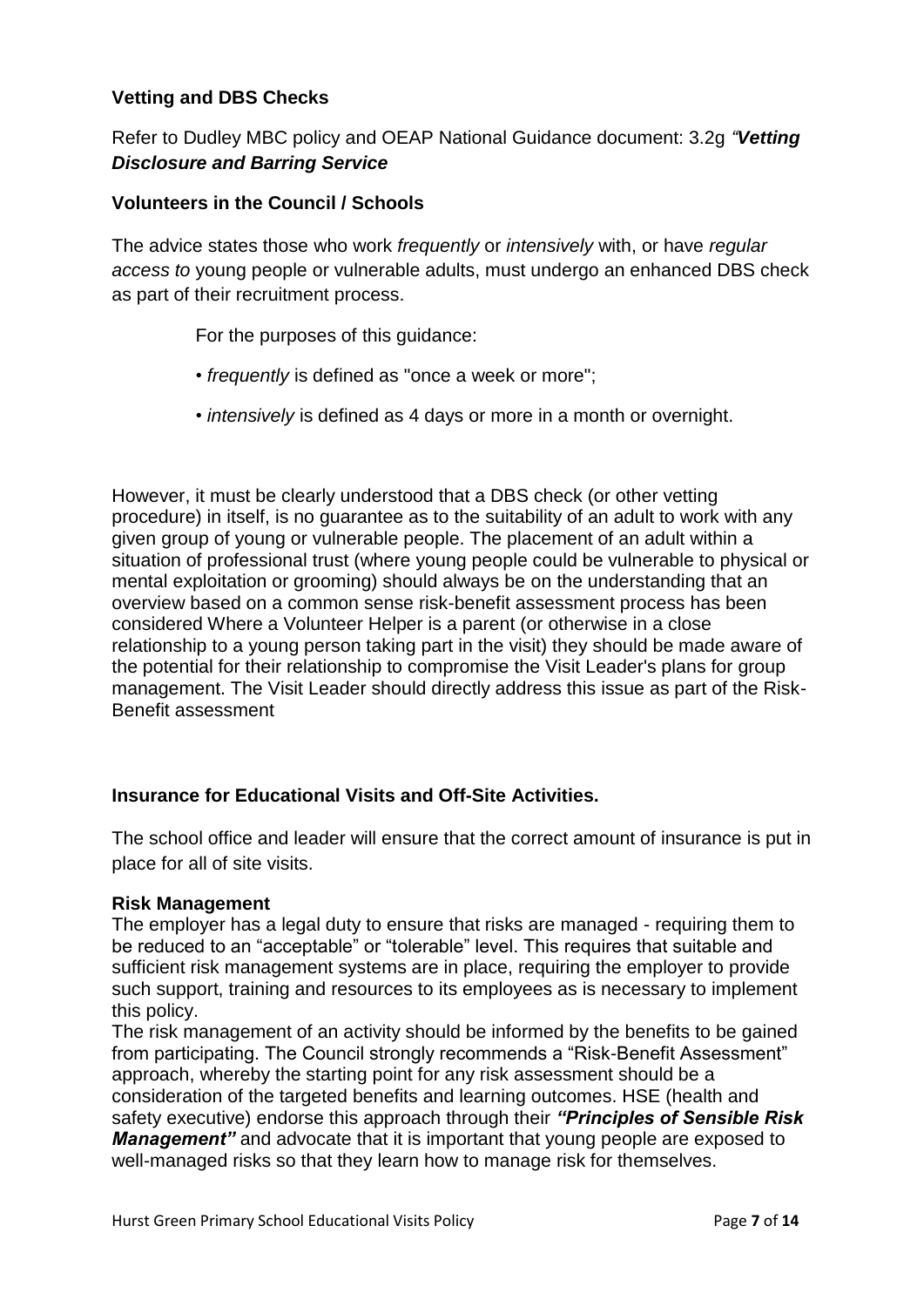### Vetting and DBS Checks

Refer to Dudley MBC policy and OEAP National Guidance document: 3.2g *"**Vetting Disclosure and Barring Service***

### Volunteers in the Council / Schools

The advice states those who work *frequently* or *intensively* with, or have *regular access to* young people or vulnerable adults, must undergo an enhanced DBS check as part of their recruitment process.

For the purposes of this guidance:

- *frequently* is defined as "once a week or more";
- *intensively* is defined as 4 days or more in a month or overnight.

However, it must be clearly understood that a DBS check (or other vetting procedure) in itself, is no guarantee as to the suitability of an adult to work with any given group of young or vulnerable people. The placement of an adult within a situation of professional trust (where young people could be vulnerable to physical or mental exploitation or grooming) should always be on the understanding that an overview based on a common sense risk-benefit assessment process has been considered Where a Volunteer Helper is a parent (or otherwise in a close relationship to a young person taking part in the visit) they should be made aware of the potential for their relationship to compromise the Visit Leader's plans for group management. The Visit Leader should directly address this issue as part of the Risk-Benefit assessment

### Insurance for Educational Visits and Off-Site Activities.

The school office and leader will ensure that the correct amount of insurance is put in place for all of site visits.

**Risk Management**

The employer has a legal duty to ensure that risks are managed - requiring them to be reduced to an "acceptable" or "tolerable" level. This requires that suitable and sufficient risk management systems are in place, requiring the employer to provide such support, training and resources to its employees as is necessary to implement this policy.

The risk management of an activity should be informed by the benefits to be gained from participating. The Council strongly recommends a "Risk-Benefit Assessment" approach, whereby the starting point for any risk assessment should be a consideration of the targeted benefits and learning outcomes. HSE (health and safety executive) endorse this approach through their ***"Principles of Sensible Risk Management"*** and advocate that it is important that young people are exposed to well-managed risks so that they learn how to manage risk for themselves.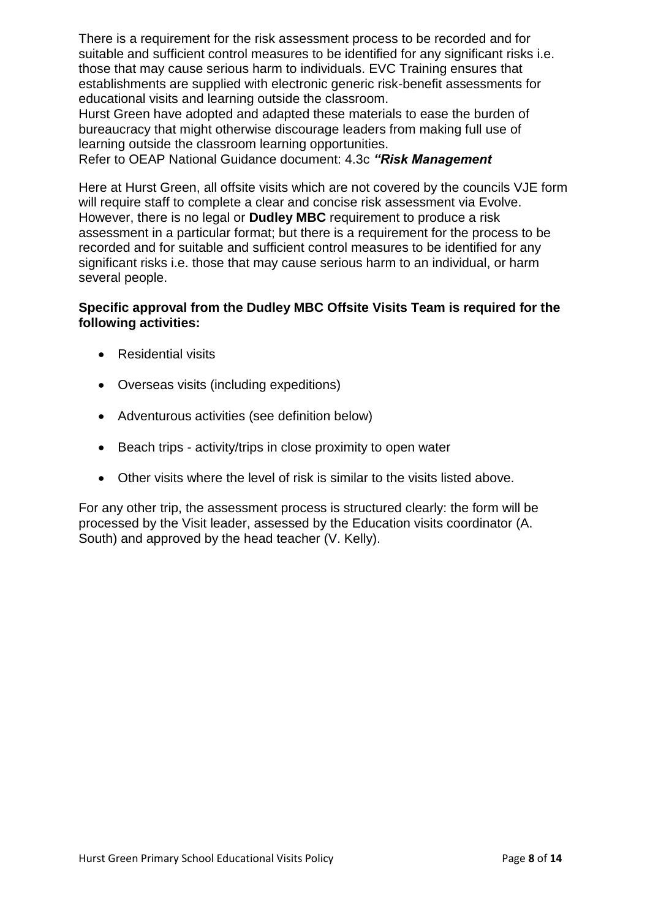There is a requirement for the risk assessment process to be recorded and for suitable and sufficient control measures to be identified for any significant risks i.e. those that may cause serious harm to individuals. EVC Training ensures that establishments are supplied with electronic generic risk-benefit assessments for educational visits and learning outside the classroom.
Hurst Green have adopted and adapted these materials to ease the burden of bureaucracy that might otherwise discourage leaders from making full use of learning outside the classroom learning opportunities.
Refer to OEAP National Guidance document: 4.3c ***"Risk Management***

Here at Hurst Green, all offsite visits which are not covered by the councils VJE form will require staff to complete a clear and concise risk assessment via Evolve. However, there is no legal or **Dudley MBC** requirement to produce a risk assessment in a particular format; but there is a requirement for the process to be recorded and for suitable and sufficient control measures to be identified for any significant risks i.e. those that may cause serious harm to an individual, or harm several people.

**Specific approval from the Dudley MBC Offsite Visits Team is required for the following activities:**

- Residential visits
- Overseas visits (including expeditions)
- Adventurous activities (see definition below)
- Beach trips - activity/trips in close proximity to open water
- Other visits where the level of risk is similar to the visits listed above.

For any other trip, the assessment process is structured clearly: the form will be processed by the Visit leader, assessed by the Education visits coordinator (A. South) and approved by the head teacher (V. Kelly).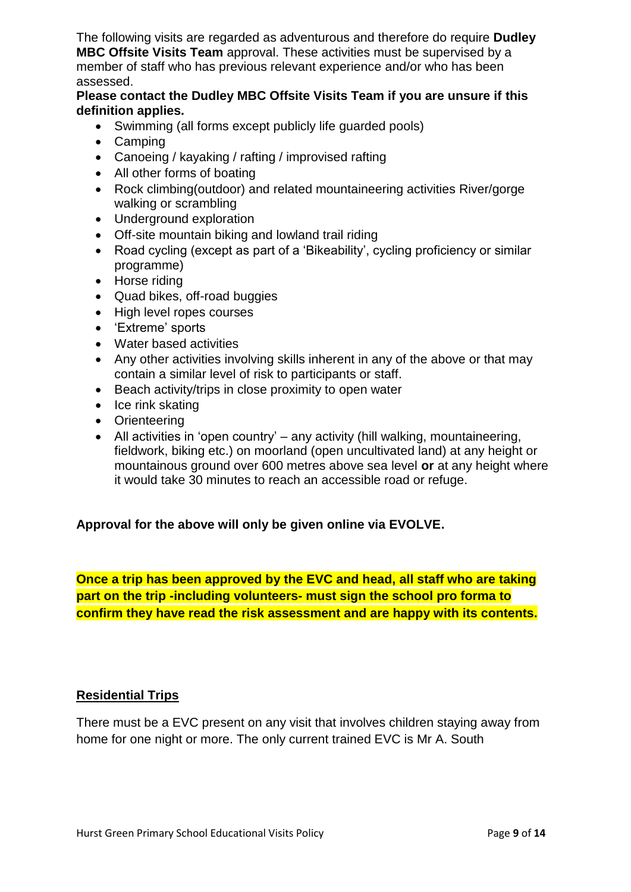The following visits are regarded as adventurous and therefore do require **Dudley MBC Offsite Visits Team** approval. These activities must be supervised by a member of staff who has previous relevant experience and/or who has been assessed.

**Please contact the Dudley MBC Offsite Visits Team if you are unsure if this definition applies.**

- Swimming (all forms except publicly life guarded pools)
- Camping
- Canoeing / kayaking / rafting / improvised rafting
- All other forms of boating
- Rock climbing(outdoor) and related mountaineering activities River/gorge walking or scrambling
- Underground exploration
- Off-site mountain biking and lowland trail riding
- Road cycling (except as part of a 'Bikeability', cycling proficiency or similar programme)
- Horse riding
- Quad bikes, off-road buggies
- High level ropes courses
- 'Extreme' sports
- Water based activities
- Any other activities involving skills inherent in any of the above or that may contain a similar level of risk to participants or staff.
- Beach activity/trips in close proximity to open water
- Ice rink skating
- Orienteering
- All activities in 'open country' – any activity (hill walking, mountaineering, fieldwork, biking etc.) on moorland (open uncultivated land) at any height or mountainous ground over 600 metres above sea level **or** at any height where it would take 30 minutes to reach an accessible road or refuge.

**Approval for the above will only be given online via EVOLVE.**

**Once a trip has been approved by the EVC and head, all staff who are taking part on the trip -including volunteers- must sign the school pro forma to confirm they have read the risk assessment and are happy with its contents.**

## Residential Trips

There must be a EVC present on any visit that involves children staying away from home for one night or more. The only current trained EVC is Mr A. South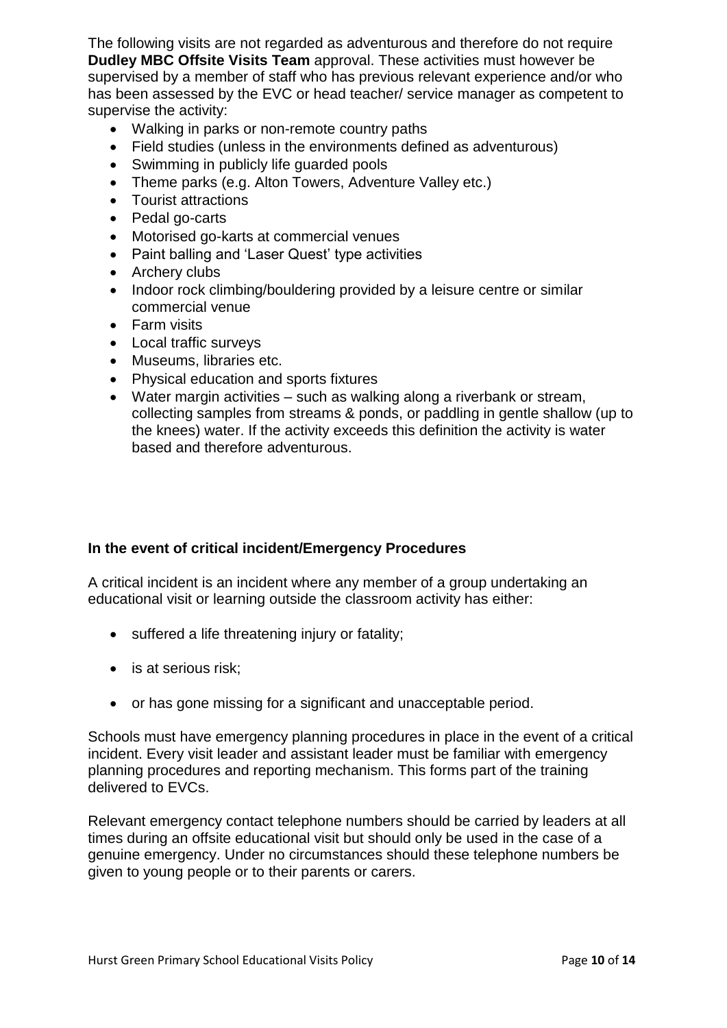The following visits are not regarded as adventurous and therefore do not require **Dudley MBC Offsite Visits Team** approval. These activities must however be supervised by a member of staff who has previous relevant experience and/or who has been assessed by the EVC or head teacher/ service manager as competent to supervise the activity:

- Walking in parks or non-remote country paths
- Field studies (unless in the environments defined as adventurous)
- Swimming in publicly life guarded pools
- Theme parks (e.g. Alton Towers, Adventure Valley etc.)
- Tourist attractions
- Pedal go-carts
- Motorised go-karts at commercial venues
- Paint balling and 'Laser Quest' type activities
- Archery clubs
- Indoor rock climbing/bouldering provided by a leisure centre or similar commercial venue
- Farm visits
- Local traffic surveys
- Museums, libraries etc.
- Physical education and sports fixtures
- Water margin activities – such as walking along a riverbank or stream, collecting samples from streams & ponds, or paddling in gentle shallow (up to the knees) water. If the activity exceeds this definition the activity is water based and therefore adventurous.

**In the event of critical incident/Emergency Procedures**

A critical incident is an incident where any member of a group undertaking an educational visit or learning outside the classroom activity has either:

- suffered a life threatening injury or fatality;
- is at serious risk;
- or has gone missing for a significant and unacceptable period.

Schools must have emergency planning procedures in place in the event of a critical incident. Every visit leader and assistant leader must be familiar with emergency planning procedures and reporting mechanism. This forms part of the training delivered to EVCs.

Relevant emergency contact telephone numbers should be carried by leaders at all times during an offsite educational visit but should only be used in the case of a genuine emergency. Under no circumstances should these telephone numbers be given to young people or to their parents or carers.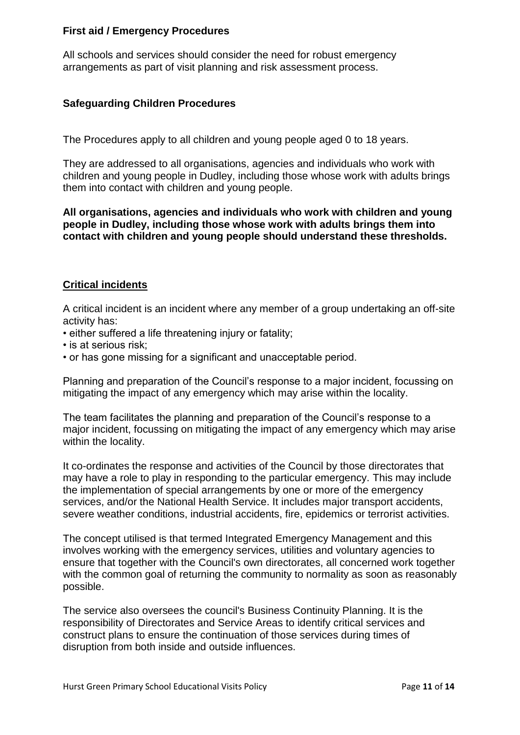**First aid / Emergency Procedures**

All schools and services should consider the need for robust emergency arrangements as part of visit planning and risk assessment process.

**Safeguarding Children Procedures**

The Procedures apply to all children and young people aged 0 to 18 years.

They are addressed to all organisations, agencies and individuals who work with children and young people in Dudley, including those whose work with adults brings them into contact with children and young people.

**All organisations, agencies and individuals who work with children and young people in Dudley, including those whose work with adults brings them into contact with children and young people should understand these thresholds.**

**Critical incidents**

A critical incident is an incident where any member of a group undertaking an off-site activity has:

- either suffered a life threatening injury or fatality;
- is at serious risk;
- or has gone missing for a significant and unacceptable period.

Planning and preparation of the Council's response to a major incident, focussing on mitigating the impact of any emergency which may arise within the locality.

The team facilitates the planning and preparation of the Council's response to a major incident, focussing on mitigating the impact of any emergency which may arise within the locality.

It co-ordinates the response and activities of the Council by those directorates that may have a role to play in responding to the particular emergency. This may include the implementation of special arrangements by one or more of the emergency services, and/or the National Health Service. It includes major transport accidents, severe weather conditions, industrial accidents, fire, epidemics or terrorist activities.

The concept utilised is that termed Integrated Emergency Management and this involves working with the emergency services, utilities and voluntary agencies to ensure that together with the Council's own directorates, all concerned work together with the common goal of returning the community to normality as soon as reasonably possible.

The service also oversees the council's Business Continuity Planning. It is the responsibility of Directorates and Service Areas to identify critical services and construct plans to ensure the continuation of those services during times of disruption from both inside and outside influences.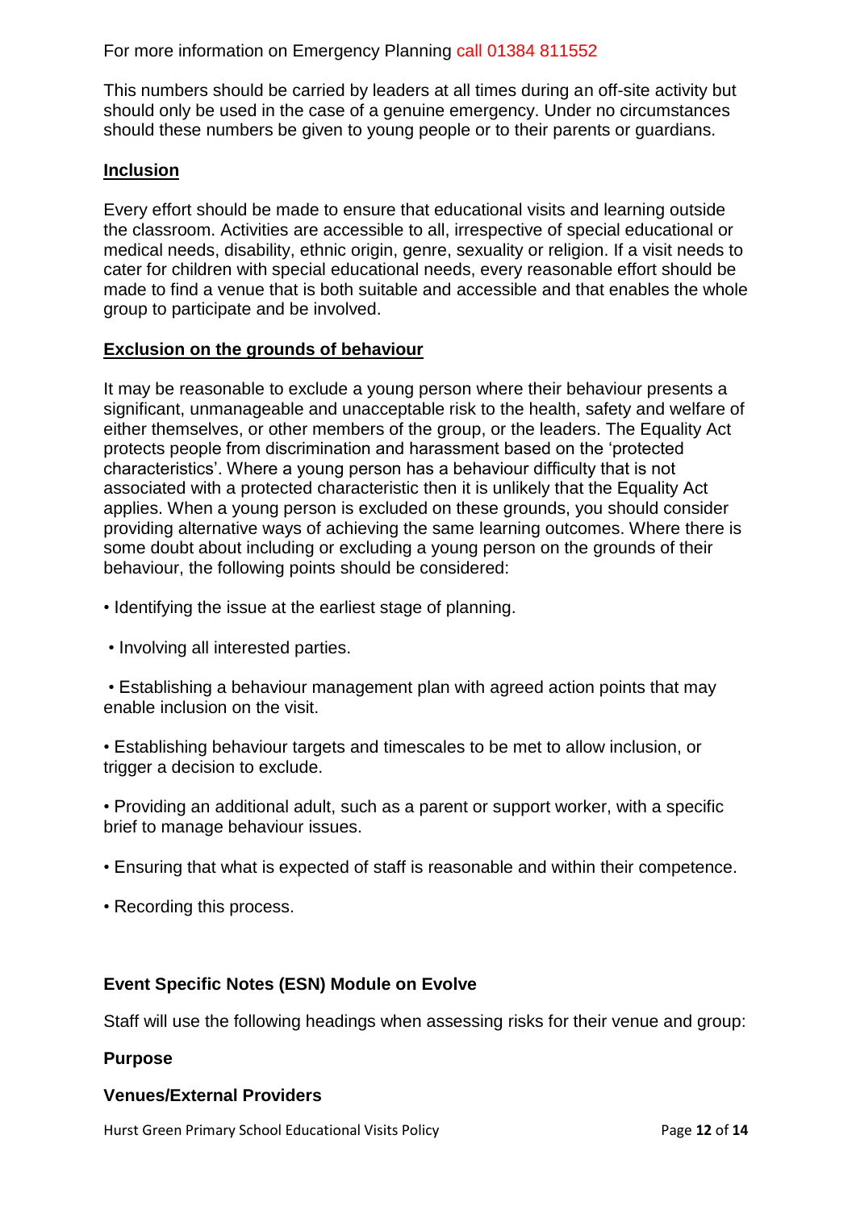For more information on Emergency Planning call 01384 811552

This numbers should be carried by leaders at all times during an off-site activity but should only be used in the case of a genuine emergency. Under no circumstances should these numbers be given to young people or to their parents or guardians.

## Inclusion

Every effort should be made to ensure that educational visits and learning outside the classroom. Activities are accessible to all, irrespective of special educational or medical needs, disability, ethnic origin, genre, sexuality or religion. If a visit needs to cater for children with special educational needs, every reasonable effort should be made to find a venue that is both suitable and accessible and that enables the whole group to participate and be involved.

## Exclusion on the grounds of behaviour

It may be reasonable to exclude a young person where their behaviour presents a significant, unmanageable and unacceptable risk to the health, safety and welfare of either themselves, or other members of the group, or the leaders. The Equality Act protects people from discrimination and harassment based on the 'protected characteristics'. Where a young person has a behaviour difficulty that is not associated with a protected characteristic then it is unlikely that the Equality Act applies. When a young person is excluded on these grounds, you should consider providing alternative ways of achieving the same learning outcomes. Where there is some doubt about including or excluding a young person on the grounds of their behaviour, the following points should be considered:

- Identifying the issue at the earliest stage of planning.
- Involving all interested parties.
- Establishing a behaviour management plan with agreed action points that may enable inclusion on the visit.
- Establishing behaviour targets and timescales to be met to allow inclusion, or trigger a decision to exclude.
- Providing an additional adult, such as a parent or support worker, with a specific brief to manage behaviour issues.
- Ensuring that what is expected of staff is reasonable and within their competence.
- Recording this process.

## Event Specific Notes (ESN) Module on Evolve

Staff will use the following headings when assessing risks for their venue and group:

### Purpose

### Venues/External Providers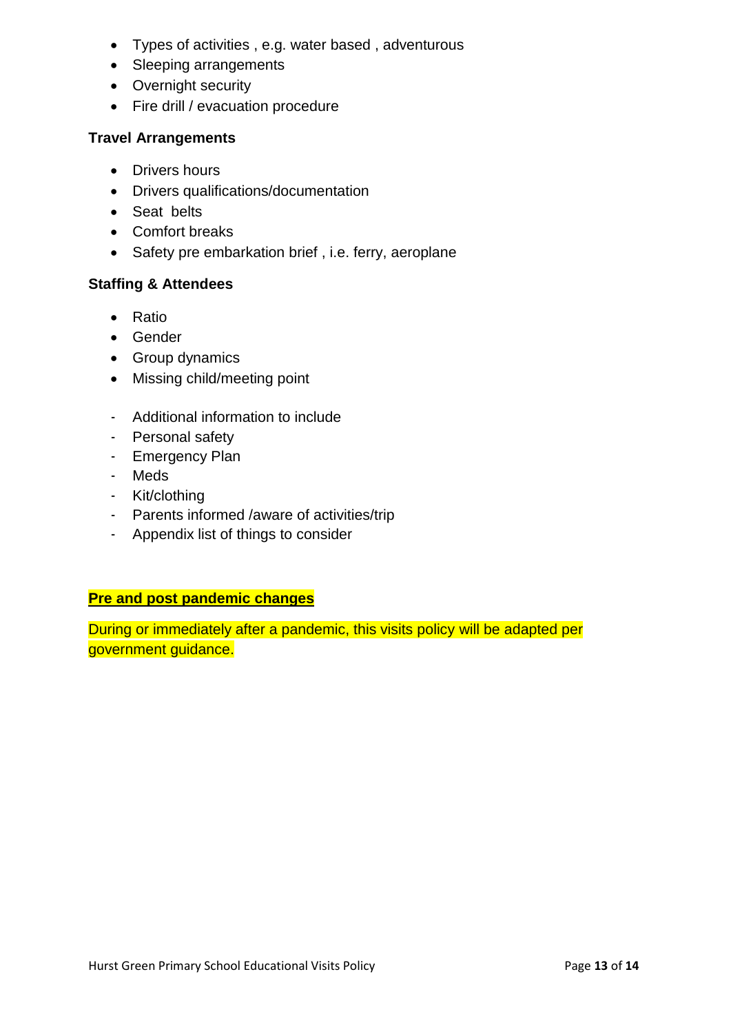- Types of activities , e.g. water based , adventurous
- Sleeping arrangements
- Overnight security
- Fire drill / evacuation procedure

**Travel Arrangements**

- Drivers hours
- Drivers qualifications/documentation
- Seat belts
- Comfort breaks
- Safety pre embarkation brief , i.e. ferry, aeroplane

**Staffing & Attendees**

- Ratio
- Gender
- Group dynamics
- Missing child/meeting point

- Additional information to include
- Personal safety
- Emergency Plan
- Meds
- Kit/clothing
- Parents informed /aware of activities/trip
- Appendix list of things to consider

**Pre and post pandemic changes**

During or immediately after a pandemic, this visits policy will be adapted per government guidance.